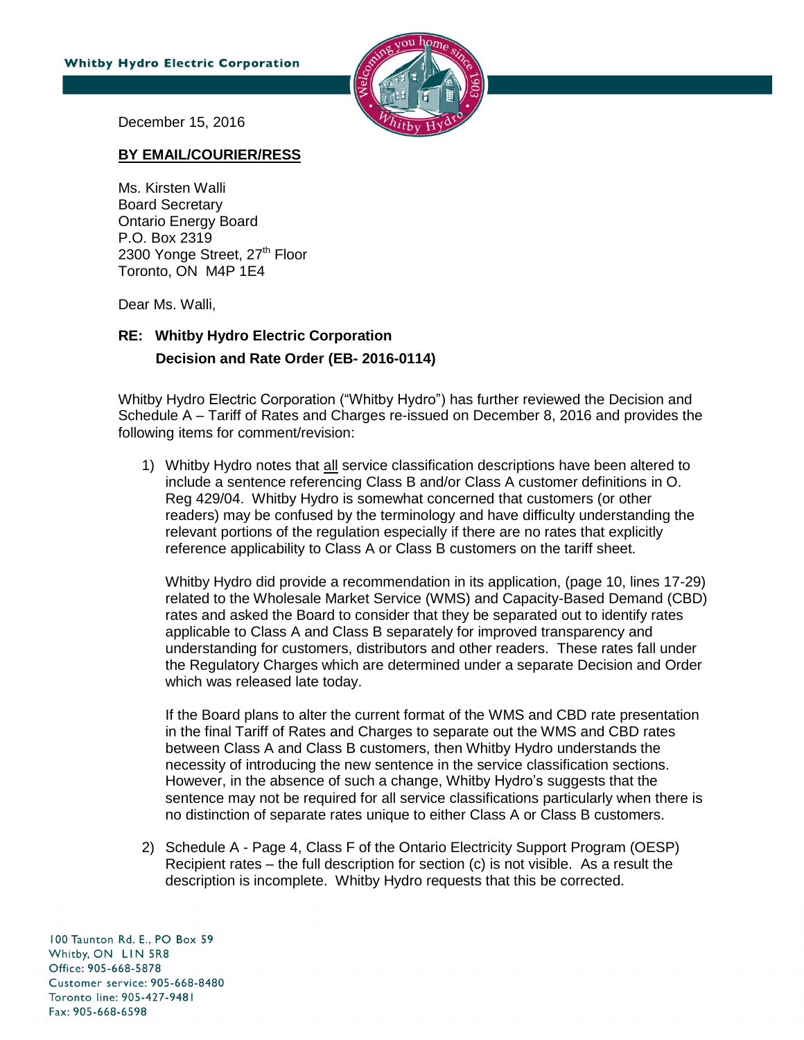Whitby Hydro Electric Corporation

December 15, 2016

**BY EMAIL/COURIER/RESS**

Ms. Kirsten Walli
Board Secretary
Ontario Energy Board
P.O. Box 2319
2300 Yonge Street, 27th Floor
Toronto, ON M4P 1E4

Dear Ms. Walli,

**RE: Whitby Hydro Electric Corporation**
**Decision and Rate Order (EB- 2016-0114)**

Whitby Hydro Electric Corporation ("Whitby Hydro") has further reviewed the Decision and Schedule A – Tariff of Rates and Charges re-issued on December 8, 2016 and provides the following items for comment/revision:

1) Whitby Hydro notes that all service classification descriptions have been altered to include a sentence referencing Class B and/or Class A customer definitions in O. Reg 429/04. Whitby Hydro is somewhat concerned that customers (or other readers) may be confused by the terminology and have difficulty understanding the relevant portions of the regulation especially if there are no rates that explicitly reference applicability to Class A or Class B customers on the tariff sheet.

   Whitby Hydro did provide a recommendation in its application, (page 10, lines 17-29) related to the Wholesale Market Service (WMS) and Capacity-Based Demand (CBD) rates and asked the Board to consider that they be separated out to identify rates applicable to Class A and Class B separately for improved transparency and understanding for customers, distributors and other readers. These rates fall under the Regulatory Charges which are determined under a separate Decision and Order which was released late today.

   If the Board plans to alter the current format of the WMS and CBD rate presentation in the final Tariff of Rates and Charges to separate out the WMS and CBD rates between Class A and Class B customers, then Whitby Hydro understands the necessity of introducing the new sentence in the service classification sections. However, in the absence of such a change, Whitby Hydro's suggests that the sentence may not be required for all service classifications particularly when there is no distinction of separate rates unique to either Class A or Class B customers.

2) Schedule A - Page 4, Class F of the Ontario Electricity Support Program (OESP) Recipient rates – the full description for section (c) is not visible. As a result the description is incomplete. Whitby Hydro requests that this be corrected.

100 Taunton Rd. E., PO Box 59
Whitby, ON L1N 5R8
Office: 905-668-5878
Customer service: 905-668-8480
Toronto line: 905-427-9481
Fax: 905-668-6598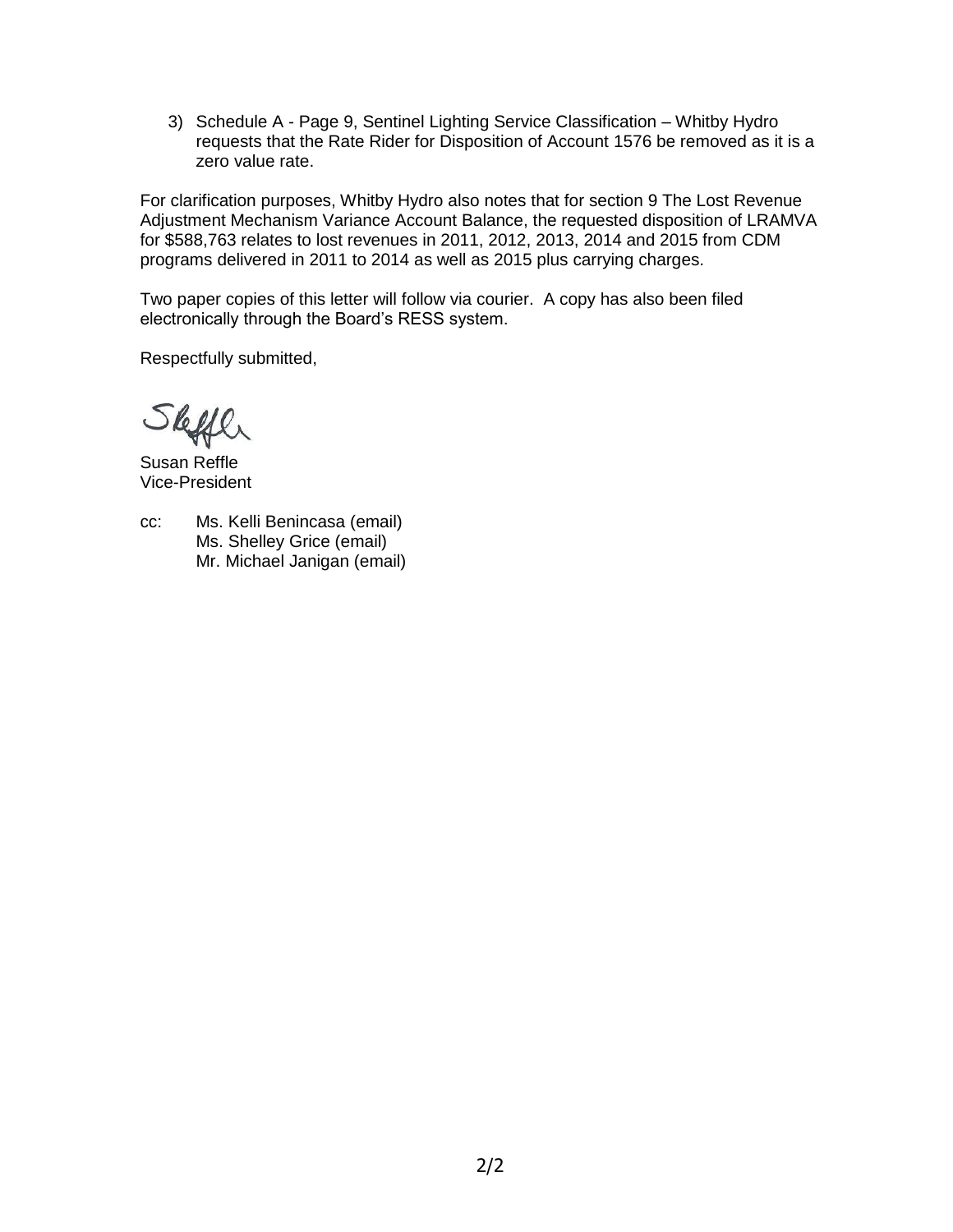3) Schedule A - Page 9, Sentinel Lighting Service Classification – Whitby Hydro requests that the Rate Rider for Disposition of Account 1576 be removed as it is a zero value rate.

For clarification purposes, Whitby Hydro also notes that for section 9 The Lost Revenue Adjustment Mechanism Variance Account Balance, the requested disposition of LRAMVA for $588,763 relates to lost revenues in 2011, 2012, 2013, 2014 and 2015 from CDM programs delivered in 2011 to 2014 as well as 2015 plus carrying charges.

Two paper copies of this letter will follow via courier. A copy has also been filed electronically through the Board's RESS system.

Respectfully submitted,

Susan Reffle
Vice-President

cc: Ms. Kelli Benincasa (email)
Ms. Shelley Grice (email)
Mr. Michael Janigan (email)